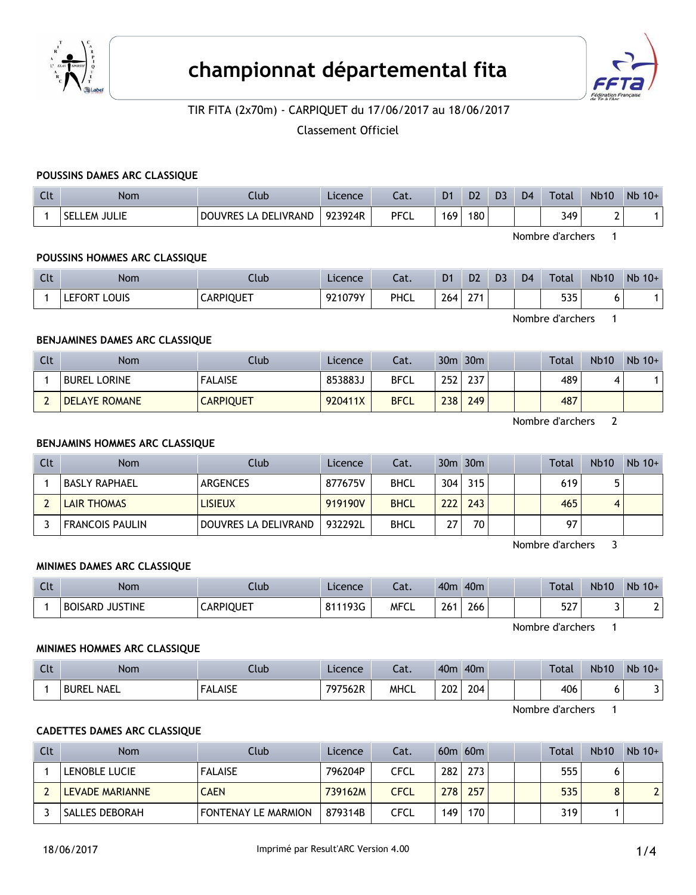# championnat départemental fita

TIR FITA (2x70m) - CARPIQUET du 17/06/2017 au 18/06/2017

Classement Officiel

### POUSSINS DAMES ARC CLASSIQUE

| Clt | Nom | Club | Licence | Cat. | D1 | D2 | D3 | D4 | Total | Nb10 | Nb 10+ |
|---|---|---|---|---|---|---|---|---|---|---|---|
| 1 | SELLEM JULIE | DOUVRES LA DELIVRAND | 923924R | PFCL | 169 | 180 | | | 349 | 2 | 1 |

Nombre d'archers 1

### POUSSINS HOMMES ARC CLASSIQUE

| Clt | Nom | Club | Licence | Cat. | D1 | D2 | D3 | D4 | Total | Nb10 | Nb 10+ |
|---|---|---|---|---|---|---|---|---|---|---|---|
| 1 | LEFORT LOUIS | CARPIQUET | 921079Y | PHCL | 264 | 271 | | | 535 | 6 | 1 |

Nombre d'archers 1

### BENJAMINES DAMES ARC CLASSIQUE

| Clt | Nom | Club | Licence | Cat. | 30m | 30m | | | Total | Nb10 | Nb 10+ |
|---|---|---|---|---|---|---|---|---|---|---|---|
| 1 | BUREL LORINE | FALAISE | 853883J | BFCL | 252 | 237 | | | 489 | 4 | 1 |
| 2 | DELAYE ROMANE | CARPIQUET | 920411X | BFCL | 238 | 249 | | | 487 | | |

Nombre d'archers 2

### BENJAMINS HOMMES ARC CLASSIQUE

| Clt | Nom | Club | Licence | Cat. | 30m | 30m | | | Total | Nb10 | Nb 10+ |
|---|---|---|---|---|---|---|---|---|---|---|---|
| 1 | BASLY RAPHAEL | ARGENCES | 877675V | BHCL | 304 | 315 | | | 619 | 5 | |
| 2 | LAIR THOMAS | LISIEUX | 919190V | BHCL | 222 | 243 | | | 465 | 4 | |
| 3 | FRANCOIS PAULIN | DOUVRES LA DELIVRAND | 932292L | BHCL | 27 | 70 | | | 97 | | |

Nombre d'archers 3

### MINIMES DAMES ARC CLASSIQUE

| Clt | Nom | Club | Licence | Cat. | 40m | 40m | | | Total | Nb10 | Nb 10+ |
|---|---|---|---|---|---|---|---|---|---|---|---|
| 1 | BOISARD JUSTINE | CARPIQUET | 811193G | MFCL | 261 | 266 | | | 527 | 3 | 2 |

Nombre d'archers 1

### MINIMES HOMMES ARC CLASSIQUE

| Clt | Nom | Club | Licence | Cat. | 40m | 40m | | | Total | Nb10 | Nb 10+ |
|---|---|---|---|---|---|---|---|---|---|---|---|
| 1 | BUREL NAEL | FALAISE | 797562R | MHCL | 202 | 204 | | | 406 | 6 | 3 |

Nombre d'archers 1

### CADETTES DAMES ARC CLASSIQUE

| Clt | Nom | Club | Licence | Cat. | 60m | 60m | | | Total | Nb10 | Nb 10+ |
|---|---|---|---|---|---|---|---|---|---|---|---|
| 1 | LENOBLE LUCIE | FALAISE | 796204P | CFCL | 282 | 273 | | | 555 | 6 | |
| 2 | LEVADE MARIANNE | CAEN | 739162M | CFCL | 278 | 257 | | | 535 | 8 | 2 |
| 3 | SALLES DEBORAH | FONTENAY LE MARMION | 879314B | CFCL | 149 | 170 | | | 319 | 1 | |

18/06/2017 Imprimé par Result'ARC Version 4.00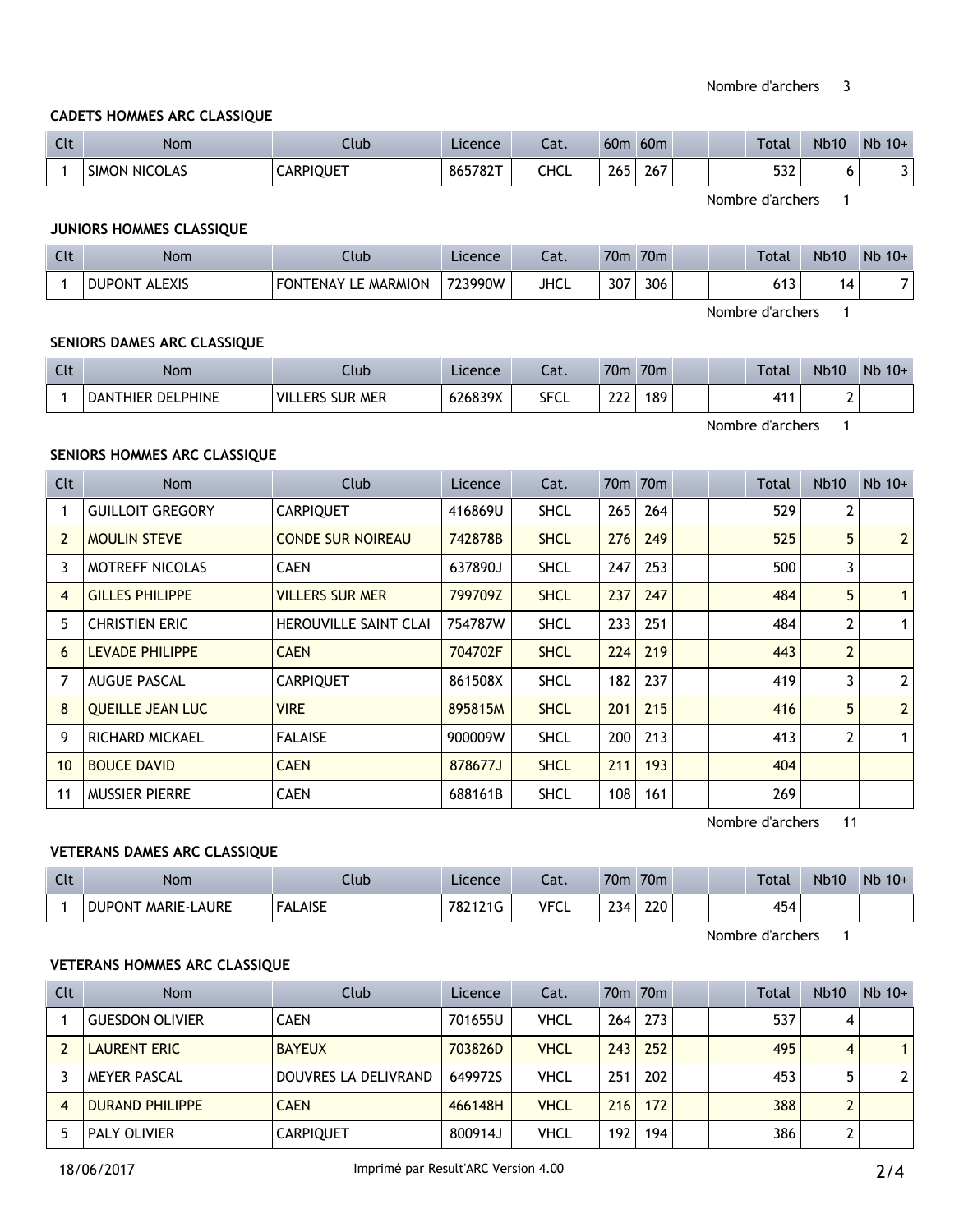Nombre d'archers 3

### CADETS HOMMES ARC CLASSIQUE

| Clt | Nom | Club | Licence | Cat. | 60m | 60m | | | Total | Nb10 | Nb 10+ |
|---|---|---|---|---|---|---|---|---|---|---|---|
| 1 | SIMON NICOLAS | CARPIQUET | 865782T | CHCL | 265 | 267 | | | 532 | 6 | 3 |

Nombre d'archers 1

### JUNIORS HOMMES CLASSIQUE

| Clt | Nom | Club | Licence | Cat. | 70m | 70m | | | Total | Nb10 | Nb 10+ |
|---|---|---|---|---|---|---|---|---|---|---|---|
| 1 | DUPONT ALEXIS | FONTENAY LE MARMION | 723990W | JHCL | 307 | 306 | | | 613 | 14 | 7 |

Nombre d'archers 1

### SENIORS DAMES ARC CLASSIQUE

| Clt | Nom | Club | Licence | Cat. | 70m | 70m | | | Total | Nb10 | Nb 10+ |
|---|---|---|---|---|---|---|---|---|---|---|---|
| 1 | DANTHIER DELPHINE | VILLERS SUR MER | 626839X | SFCL | 222 | 189 | | | 411 | 2 | |

Nombre d'archers 1

### SENIORS HOMMES ARC CLASSIQUE

| Clt | Nom | Club | Licence | Cat. | 70m | 70m | | | Total | Nb10 | Nb 10+ |
|---|---|---|---|---|---|---|---|---|---|---|---|
| 1 | GUILLOIT GREGORY | CARPIQUET | 416869U | SHCL | 265 | 264 | | | 529 | 2 | |
| 2 | MOULIN STEVE | CONDE SUR NOIREAU | 742878B | SHCL | 276 | 249 | | | 525 | 5 | 2 |
| 3 | MOTREFF NICOLAS | CAEN | 637890J | SHCL | 247 | 253 | | | 500 | 3 | |
| 4 | GILLES PHILIPPE | VILLERS SUR MER | 799709Z | SHCL | 237 | 247 | | | 484 | 5 | 1 |
| 5 | CHRISTIEN ERIC | HEROUVILLE SAINT CLAI | 754787W | SHCL | 233 | 251 | | | 484 | 2 | 1 |
| 6 | LEVADE PHILIPPE | CAEN | 704702F | SHCL | 224 | 219 | | | 443 | 2 | |
| 7 | AUGUE PASCAL | CARPIQUET | 861508X | SHCL | 182 | 237 | | | 419 | 3 | 2 |
| 8 | QUEILLE JEAN LUC | VIRE | 895815M | SHCL | 201 | 215 | | | 416 | 5 | 2 |
| 9 | RICHARD MICKAEL | FALAISE | 900009W | SHCL | 200 | 213 | | | 413 | 2 | 1 |
| 10 | BOUCE DAVID | CAEN | 878677J | SHCL | 211 | 193 | | | 404 | | |
| 11 | MUSSIER PIERRE | CAEN | 688161B | SHCL | 108 | 161 | | | 269 | | |

Nombre d'archers 11

### VETERANS DAMES ARC CLASSIQUE

| Clt | Nom | Club | Licence | Cat. | 70m | 70m | | | Total | Nb10 | Nb 10+ |
|---|---|---|---|---|---|---|---|---|---|---|---|
| 1 | DUPONT MARIE-LAURE | FALAISE | 782121G | VFCL | 234 | 220 | | | 454 | | |

Nombre d'archers 1

### VETERANS HOMMES ARC CLASSIQUE

| Clt | Nom | Club | Licence | Cat. | 70m | 70m | | | Total | Nb10 | Nb 10+ |
|---|---|---|---|---|---|---|---|---|---|---|---|
| 1 | GUESDON OLIVIER | CAEN | 701655U | VHCL | 264 | 273 | | | 537 | 4 | |
| 2 | LAURENT ERIC | BAYEUX | 703826D | VHCL | 243 | 252 | | | 495 | 4 | 1 |
| 3 | MEYER PASCAL | DOUVRES LA DELIVRAND | 649972S | VHCL | 251 | 202 | | | 453 | 5 | 2 |
| 4 | DURAND PHILIPPE | CAEN | 466148H | VHCL | 216 | 172 | | | 388 | 2 | |
| 5 | PALY OLIVIER | CARPIQUET | 800914J | VHCL | 192 | 194 | | | 386 | 2 | |

18/06/2017 Imprimé par Result'ARC Version 4.00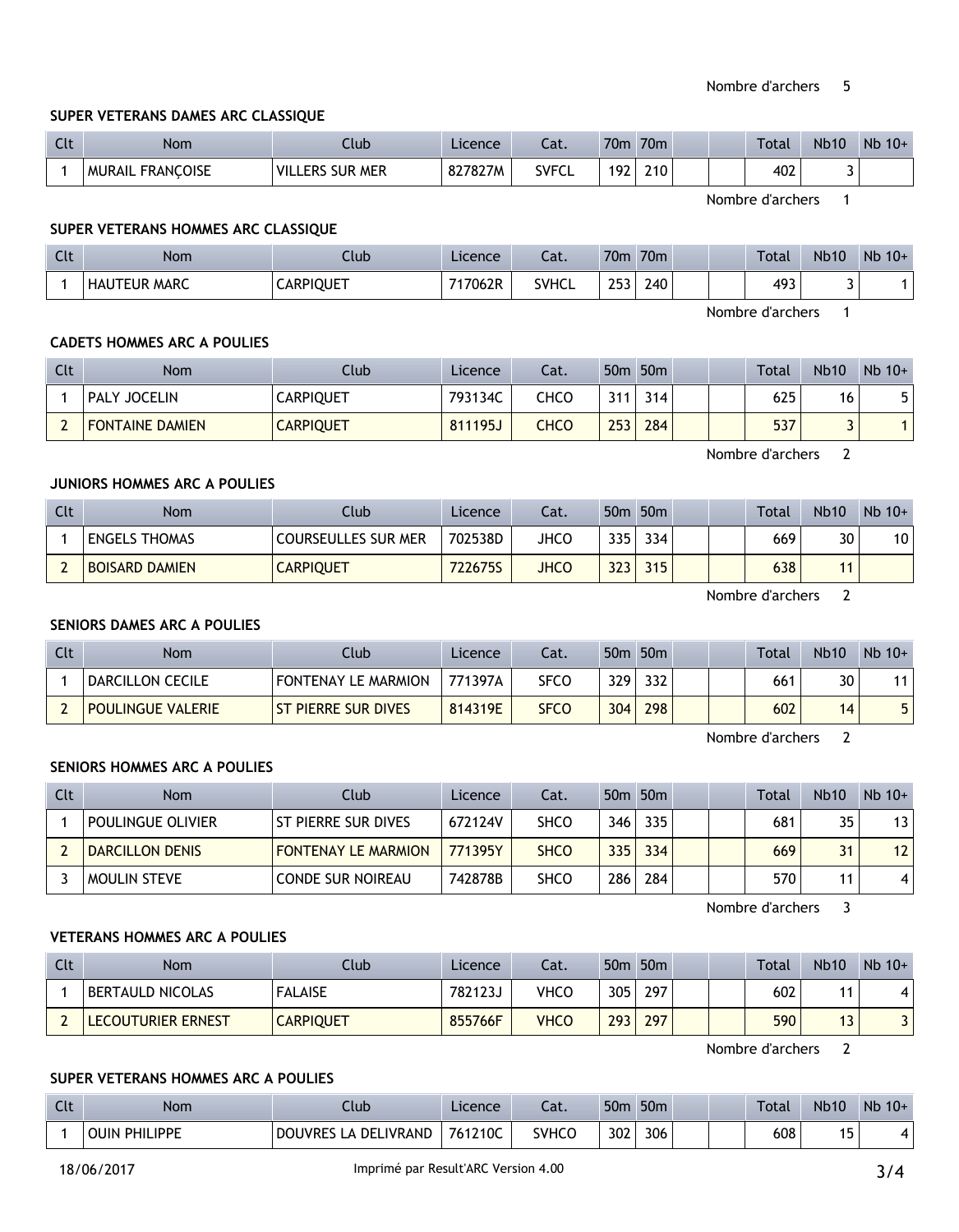Nombre d'archers 5

### SUPER VETERANS DAMES ARC CLASSIQUE

| Clt | Nom | Club | Licence | Cat. | 70m | 70m | | | Total | Nb10 | Nb 10+ |
|---|---|---|---|---|---|---|---|---|---|---|---|
| 1 | MURAIL FRANÇOISE | VILLERS SUR MER | 827827M | SVFCL | 192 | 210 | | | 402 | 3 | |

Nombre d'archers 1

### SUPER VETERANS HOMMES ARC CLASSIQUE

| Clt | Nom | Club | Licence | Cat. | 70m | 70m | | | Total | Nb10 | Nb 10+ |
|---|---|---|---|---|---|---|---|---|---|---|---|
| 1 | HAUTEUR MARC | CARPIQUET | 717062R | SVHCL | 253 | 240 | | | 493 | 3 | 1 |

Nombre d'archers 1

### CADETS HOMMES ARC A POULIES

| Clt | Nom | Club | Licence | Cat. | 50m | 50m | | | Total | Nb10 | Nb 10+ |
|---|---|---|---|---|---|---|---|---|---|---|---|
| 1 | PALY JOCELIN | CARPIQUET | 793134C | CHCO | 311 | 314 | | | 625 | 16 | 5 |
| 2 | FONTAINE DAMIEN | CARPIQUET | 811195J | CHCO | 253 | 284 | | | 537 | 3 | 1 |

Nombre d'archers 2

### JUNIORS HOMMES ARC A POULIES

| Clt | Nom | Club | Licence | Cat. | 50m | 50m | | | Total | Nb10 | Nb 10+ |
|---|---|---|---|---|---|---|---|---|---|---|---|
| 1 | ENGELS THOMAS | COURSEULLES SUR MER | 702538D | JHCO | 335 | 334 | | | 669 | 30 | 10 |
| 2 | BOISARD DAMIEN | CARPIQUET | 722675S | JHCO | 323 | 315 | | | 638 | 11 | |

Nombre d'archers 2

### SENIORS DAMES ARC A POULIES

| Clt | Nom | Club | Licence | Cat. | 50m | 50m | | | Total | Nb10 | Nb 10+ |
|---|---|---|---|---|---|---|---|---|---|---|---|
| 1 | DARCILLON CECILE | FONTENAY LE MARMION | 771397A | SFCO | 329 | 332 | | | 661 | 30 | 11 |
| 2 | POULINGUE VALERIE | ST PIERRE SUR DIVES | 814319E | SFCO | 304 | 298 | | | 602 | 14 | 5 |

Nombre d'archers 2

### SENIORS HOMMES ARC A POULIES

| Clt | Nom | Club | Licence | Cat. | 50m | 50m | | | Total | Nb10 | Nb 10+ |
|---|---|---|---|---|---|---|---|---|---|---|---|
| 1 | POULINGUE OLIVIER | ST PIERRE SUR DIVES | 672124V | SHCO | 346 | 335 | | | 681 | 35 | 13 |
| 2 | DARCILLON DENIS | FONTENAY LE MARMION | 771395Y | SHCO | 335 | 334 | | | 669 | 31 | 12 |
| 3 | MOULIN STEVE | CONDE SUR NOIREAU | 742878B | SHCO | 286 | 284 | | | 570 | 11 | 4 |

Nombre d'archers 3

### VETERANS HOMMES ARC A POULIES

| Clt | Nom | Club | Licence | Cat. | 50m | 50m | | | Total | Nb10 | Nb 10+ |
|---|---|---|---|---|---|---|---|---|---|---|---|
| 1 | BERTAULD NICOLAS | FALAISE | 782123J | VHCO | 305 | 297 | | | 602 | 11 | 4 |
| 2 | LECOUTURIER ERNEST | CARPIQUET | 855766F | VHCO | 293 | 297 | | | 590 | 13 | 3 |

Nombre d'archers 2

### SUPER VETERANS HOMMES ARC A POULIES

| Clt | Nom | Club | Licence | Cat. | 50m | 50m | | | Total | Nb10 | Nb 10+ |
|---|---|---|---|---|---|---|---|---|---|---|---|
| 1 | OUIN PHILIPPE | DOUVRES LA DELIVRAND | 761210C | SVHCO | 302 | 306 | | | 608 | 15 | 4 |

18/06/2017 Imprimé par Result'ARC Version 4.00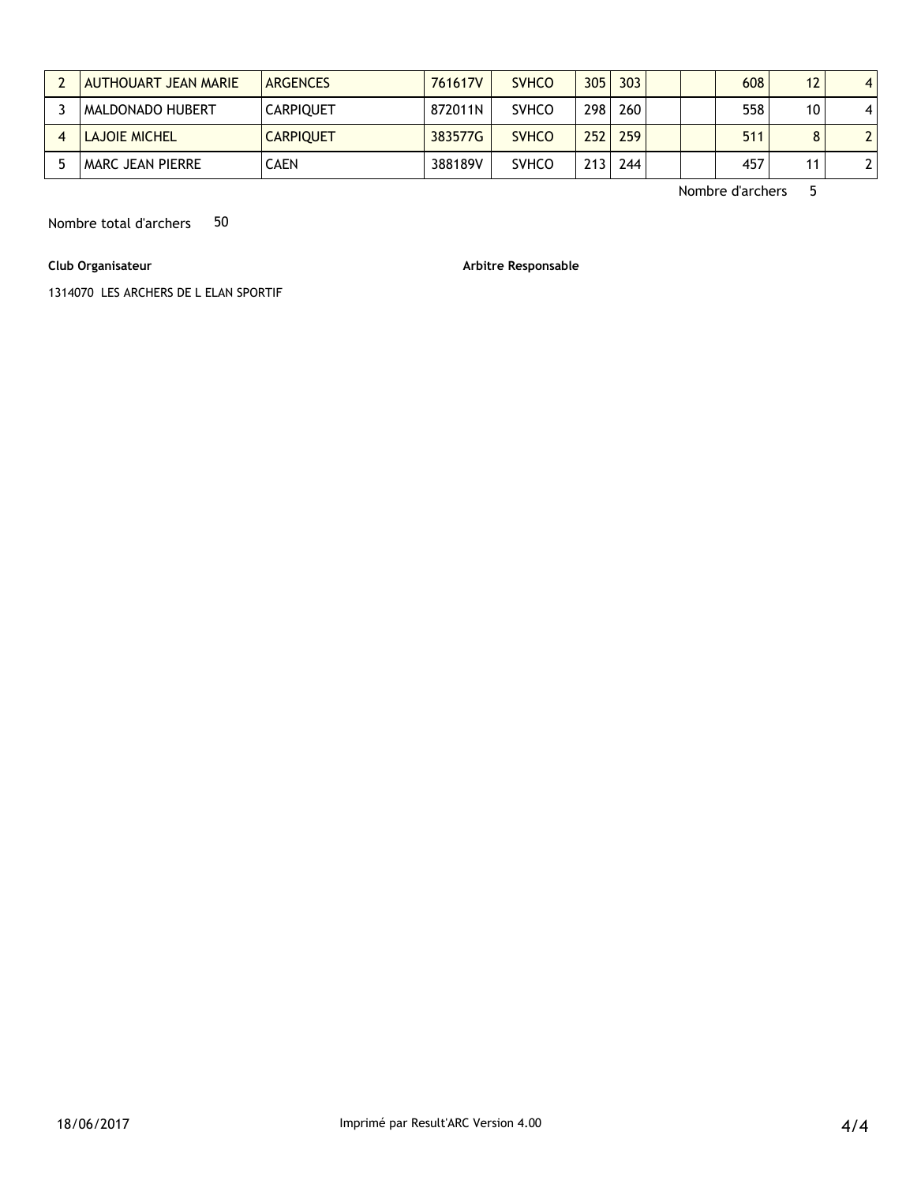| | | | | | | | | | | | |
|---|---|---|---|---|---|---|---|---|---|---|---|
| 2 | AUTHOUART JEAN MARIE | ARGENCES | 761617V | SVHCO | 305 | 303 | | | 608 | 12 | 4 |
| 3 | MALDONADO HUBERT | CARPIQUET | 872011N | SVHCO | 298 | 260 | | | 558 | 10 | 4 |
| 4 | LAJOIE MICHEL | CARPIQUET | 383577G | SVHCO | 252 | 259 | | | 511 | 8 | 2 |
| 5 | MARC JEAN PIERRE | CAEN | 388189V | SVHCO | 213 | 244 | | | 457 | 11 | 2 |

Nombre d'archers 5

Nombre total d'archers 50

**Club Organisateur**

1314070 LES ARCHERS DE L ELAN SPORTIF

**Arbitre Responsable**

18/06/2017 Imprimé par Result'ARC Version 4.00